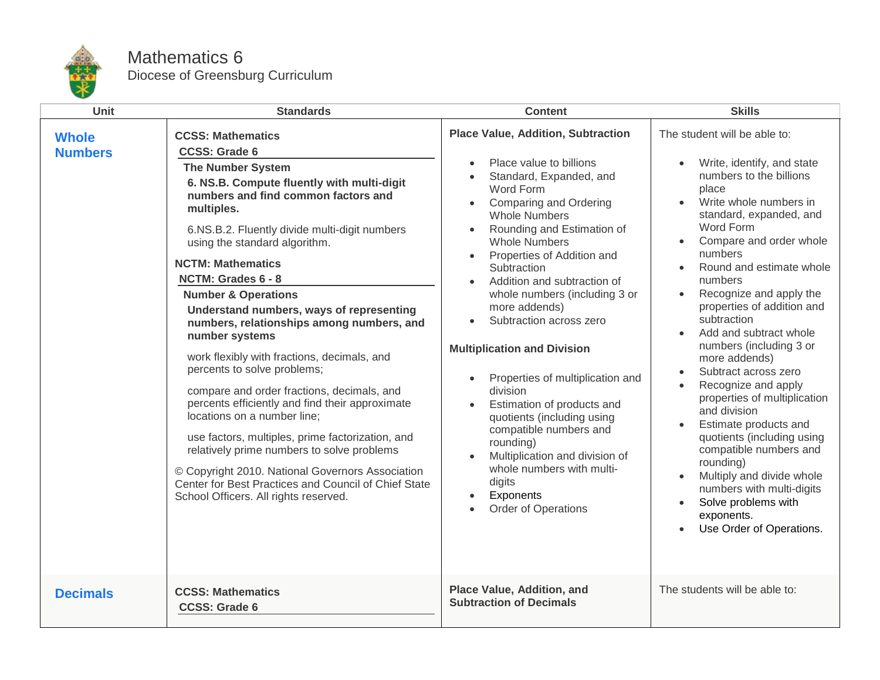# Mathematics 6

Diocese of Greensburg Curriculum

| Unit | Standards | Content | Skills |
| --- | --- | --- | --- |
| **Whole Numbers** | **CCSS: Mathematics**<br>**CCSS: Grade 6**<br>**The Number System**<br>**6. NS.B. Compute fluently with multi-digit numbers and find common factors and multiples.**<br>6.NS.B.2. Fluently divide multi-digit numbers using the standard algorithm.<br>**NCTM: Mathematics**<br>**NCTM: Grades 6 - 8**<br>**Number & Operations**<br>**Understand numbers, ways of representing numbers, relationships among numbers, and number systems**<br>work flexibly with fractions, decimals, and percents to solve problems;<br>compare and order fractions, decimals, and percents efficiently and find their approximate locations on a number line;<br>use factors, multiples, prime factorization, and relatively prime numbers to solve problems<br>© Copyright 2010. National Governors Association Center for Best Practices and Council of Chief State School Officers. All rights reserved. | **Place Value, Addition, Subtraction**<br>• Place value to billions<br>• Standard, Expanded, and Word Form<br>• Comparing and Ordering Whole Numbers<br>• Rounding and Estimation of Whole Numbers<br>• Properties of Addition and Subtraction<br>• Addition and subtraction of whole numbers (including 3 or more addends)<br>• Subtraction across zero<br>**Multiplication and Division**<br>• Properties of multiplication and division<br>• Estimation of products and quotients (including using compatible numbers and rounding)<br>• Multiplication and division of whole numbers with multi-digits<br>• Exponents<br>• Order of Operations | The student will be able to:<br>• Write, identify, and state numbers to the billions place<br>• Write whole numbers in standard, expanded, and Word Form<br>• Compare and order whole numbers<br>• Round and estimate whole numbers<br>• Recognize and apply the properties of addition and subtraction<br>• Add and subtract whole numbers (including 3 or more addends)<br>• Subtract across zero<br>• Recognize and apply properties of multiplication and division<br>• Estimate products and quotients (including using compatible numbers and rounding)<br>• Multiply and divide whole numbers with multi-digits<br>• Solve problems with exponents.<br>• Use Order of Operations. |
| **Decimals** | **CCSS: Mathematics**<br>**CCSS: Grade 6** | **Place Value, Addition, and Subtraction of Decimals** | The students will be able to: |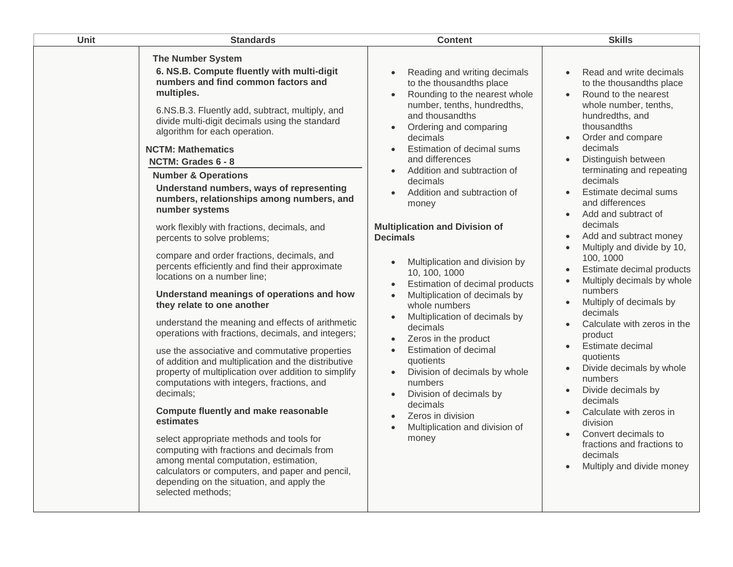| Unit | Standards | Content | Skills |
| --- | --- | --- | --- |
| | **The Number System**<br>**6. NS.B. Compute fluently with multi-digit numbers and find common factors and multiples.**<br>6.NS.B.3. Fluently add, subtract, multiply, and divide multi-digit decimals using the standard algorithm for each operation.<br>**NCTM: Mathematics**<br>**NCTM: Grades 6 - 8**<br>**Number & Operations**<br>**Understand numbers, ways of representing numbers, relationships among numbers, and number systems**<br>work flexibly with fractions, decimals, and percents to solve problems;<br>compare and order fractions, decimals, and percents efficiently and find their approximate locations on a number line;<br>**Understand meanings of operations and how they relate to one another**<br>understand the meaning and effects of arithmetic operations with fractions, decimals, and integers;<br>use the associative and commutative properties of addition and multiplication and the distributive property of multiplication over addition to simplify computations with integers, fractions, and decimals;<br>**Compute fluently and make reasonable estimates**<br>select appropriate methods and tools for computing with fractions and decimals from among mental computation, estimation, calculators or computers, and paper and pencil, depending on the situation, and apply the selected methods; | • Reading and writing decimals to the thousandths place<br>• Rounding to the nearest whole number, tenths, hundredths, and thousandths<br>• Ordering and comparing decimals<br>• Estimation of decimal sums and differences<br>• Addition and subtraction of decimals<br>• Addition and subtraction of money<br>**Multiplication and Division of Decimals**<br>• Multiplication and division by 10, 100, 1000<br>• Estimation of decimal products<br>• Multiplication of decimals by whole numbers<br>• Multiplication of decimals by decimals<br>• Zeros in the product<br>• Estimation of decimal quotients<br>• Division of decimals by whole numbers<br>• Division of decimals by decimals<br>• Zeros in division<br>• Multiplication and division of money | • Read and write decimals to the thousandths place<br>• Round to the nearest whole number, tenths, hundredths, and thousandths<br>• Order and compare decimals<br>• Distinguish between terminating and repeating decimals<br>• Estimate decimal sums and differences<br>• Add and subtract of decimals<br>• Add and subtract money<br>• Multiply and divide by 10, 100, 1000<br>• Estimate decimal products<br>• Multiply decimals by whole numbers<br>• Multiply of decimals by decimals<br>• Calculate with zeros in the product<br>• Estimate decimal quotients<br>• Divide decimals by whole numbers<br>• Divide decimals by decimals<br>• Calculate with zeros in division<br>• Convert decimals to fractions and fractions to decimals<br>• Multiply and divide money |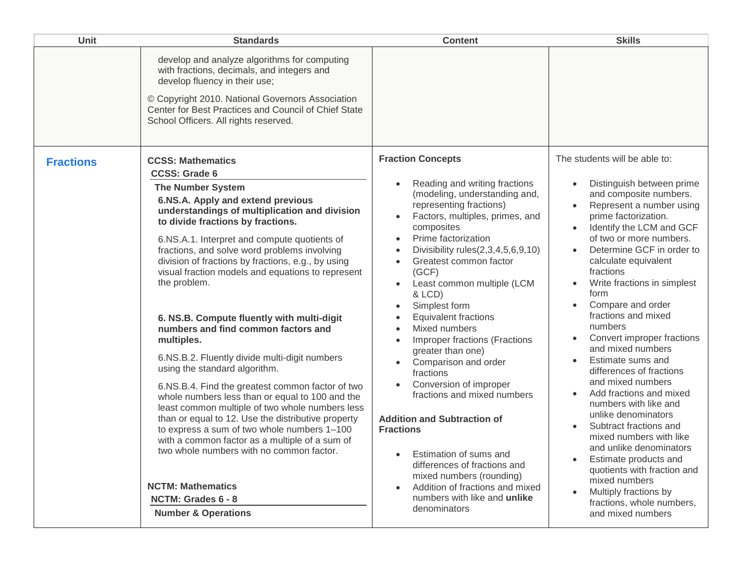| Unit | Standards | Content | Skills |
| --- | --- | --- | --- |
| | develop and analyze algorithms for computing with fractions, decimals, and integers and develop fluency in their use;<br><br>© Copyright 2010. National Governors Association Center for Best Practices and Council of Chief State School Officers. All rights reserved. | | |
| **Fractions** | **CCSS: Mathematics**<br>**CCSS: Grade 6**<br>**The Number System**<br>**6.NS.A. Apply and extend previous understandings of multiplication and division to divide fractions by fractions.**<br><br>6.NS.A.1. Interpret and compute quotients of fractions, and solve word problems involving division of fractions by fractions, e.g., by using visual fraction models and equations to represent the problem.<br><br>**6. NS.B. Compute fluently with multi-digit numbers and find common factors and multiples.**<br><br>6.NS.B.2. Fluently divide multi-digit numbers using the standard algorithm.<br><br>6.NS.B.4. Find the greatest common factor of two whole numbers less than or equal to 100 and the least common multiple of two whole numbers less than or equal to 12. Use the distributive property to express a sum of two whole numbers 1–100 with a common factor as a multiple of a sum of two whole numbers with no common factor.<br><br>**NCTM: Mathematics**<br>**NCTM: Grades 6 - 8**<br>**Number & Operations** | **Fraction Concepts**<br><br>• Reading and writing fractions (modeling, understanding and, representing fractions)<br>• Factors, multiples, primes, and composites<br>• Prime factorization<br>• Divisibility rules(2,3,4,5,6,9,10)<br>• Greatest common factor (GCF)<br>• Least common multiple (LCM & LCD)<br>• Simplest form<br>• Equivalent fractions<br>• Mixed numbers<br>• Improper fractions (Fractions greater than one)<br>• Comparison and order fractions<br>• Conversion of improper fractions and mixed numbers<br><br>**Addition and Subtraction of Fractions**<br><br>• Estimation of sums and differences of fractions and mixed numbers (rounding)<br>• Addition of fractions and mixed numbers with like and **unlike** denominators | The students will be able to:<br><br>• Distinguish between prime and composite numbers.<br>• Represent a number using prime factorization.<br>• Identify the LCM and GCF of two or more numbers.<br>• Determine GCF in order to calculate equivalent fractions<br>• Write fractions in simplest form<br>• Compare and order fractions and mixed numbers<br>• Convert improper fractions and mixed numbers<br>• Estimate sums and differences of fractions and mixed numbers<br>• Add fractions and mixed numbers with like and unlike denominators<br>• Subtract fractions and mixed numbers with like and unlike denominators<br>• Estimate products and quotients with fraction and mixed numbers<br>• Multiply fractions by fractions, whole numbers, and mixed numbers |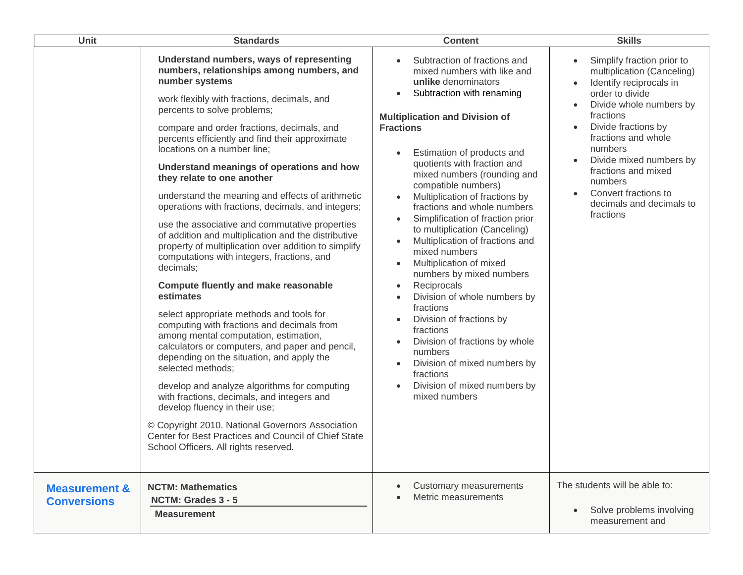| Unit | Standards | Content | Skills |
| --- | --- | --- | --- |
| | **Understand numbers, ways of representing numbers, relationships among numbers, and number systems**<br><br>work flexibly with fractions, decimals, and percents to solve problems;<br><br>compare and order fractions, decimals, and percents efficiently and find their approximate locations on a number line;<br><br>**Understand meanings of operations and how they relate to one another**<br><br>understand the meaning and effects of arithmetic operations with fractions, decimals, and integers;<br><br>use the associative and commutative properties of addition and multiplication and the distributive property of multiplication over addition to simplify computations with integers, fractions, and decimals;<br><br>**Compute fluently and make reasonable estimates**<br><br>select appropriate methods and tools for computing with fractions and decimals from among mental computation, estimation, calculators or computers, and paper and pencil, depending on the situation, and apply the selected methods;<br><br>develop and analyze algorithms for computing with fractions, decimals, and integers and develop fluency in their use;<br><br>© Copyright 2010. National Governors Association Center for Best Practices and Council of Chief State School Officers. All rights reserved. | • Subtraction of fractions and mixed numbers with like and **unlike** denominators<br>• Subtraction with renaming<br><br>**Multiplication and Division of Fractions**<br><br>• Estimation of products and quotients with fraction and mixed numbers (rounding and compatible numbers)<br>• Multiplication of fractions by fractions and whole numbers<br>• Simplification of fraction prior to multiplication (Canceling)<br>• Multiplication of fractions and mixed numbers<br>• Multiplication of mixed numbers by mixed numbers<br>• Reciprocals<br>• Division of whole numbers by fractions<br>• Division of fractions by fractions<br>• Division of fractions by whole numbers<br>• Division of mixed numbers by fractions<br>• Division of mixed numbers by mixed numbers | • Simplify fraction prior to multiplication (Canceling)<br>• Identify reciprocals in order to divide<br>• Divide whole numbers by fractions<br>• Divide fractions by fractions and whole numbers<br>• Divide mixed numbers by fractions and mixed numbers<br>• Convert fractions to decimals and decimals to fractions |
| **Measurement & Conversions** | **NCTM: Mathematics**<br>**NCTM: Grades 3 - 5**<br>**Measurement** | • Customary measurements<br>• Metric measurements | The students will be able to:<br><br>• Solve problems involving measurement and |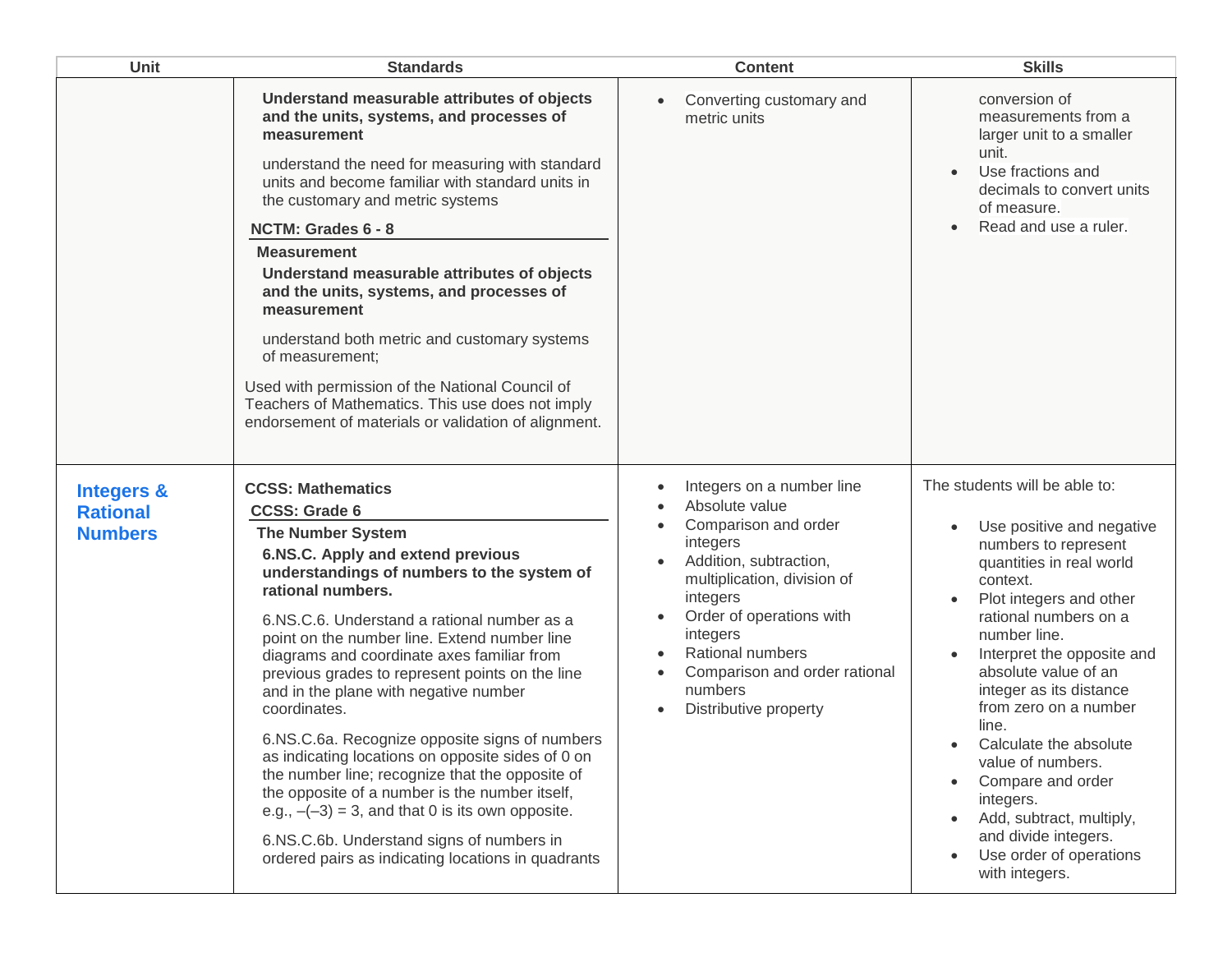| Unit | Standards | Content | Skills |
| --- | --- | --- | --- |
| | **Understand measurable attributes of objects and the units, systems, and processes of measurement**<br><br>understand the need for measuring with standard units and become familiar with standard units in the customary and metric systems<br><br>**NCTM: Grades 6 - 8**<br><br>**Measurement**<br><br>**Understand measurable attributes of objects and the units, systems, and processes of measurement**<br><br>understand both metric and customary systems of measurement;<br><br>Used with permission of the National Council of Teachers of Mathematics. This use does not imply endorsement of materials or validation of alignment. | • Converting customary and metric units | conversion of measurements from a larger unit to a smaller unit.<br>• Use fractions and decimals to convert units of measure.<br>• Read and use a ruler. |
| **Integers & Rational Numbers** | **CCSS: Mathematics**<br><br>**CCSS: Grade 6**<br><br>**The Number System**<br><br>**6.NS.C. Apply and extend previous understandings of numbers to the system of rational numbers.**<br><br>6.NS.C.6. Understand a rational number as a point on the number line. Extend number line diagrams and coordinate axes familiar from previous grades to represent points on the line and in the plane with negative number coordinates.<br><br>6.NS.C.6a. Recognize opposite signs of numbers as indicating locations on opposite sides of 0 on the number line; recognize that the opposite of the opposite of a number is the number itself, e.g., $-(-3) = 3$, and that 0 is its own opposite.<br><br>6.NS.C.6b. Understand signs of numbers in ordered pairs as indicating locations in quadrants | • Integers on a number line<br>• Absolute value<br>• Comparison and order integers<br>• Addition, subtraction, multiplication, division of integers<br>• Order of operations with integers<br>• Rational numbers<br>• Comparison and order rational numbers<br>• Distributive property | The students will be able to:<br><br>• Use positive and negative numbers to represent quantities in real world context.<br>• Plot integers and other rational numbers on a number line.<br>• Interpret the opposite and absolute value of an integer as its distance from zero on a number line.<br>• Calculate the absolute value of numbers.<br>• Compare and order integers.<br>• Add, subtract, multiply, and divide integers.<br>• Use order of operations with integers. |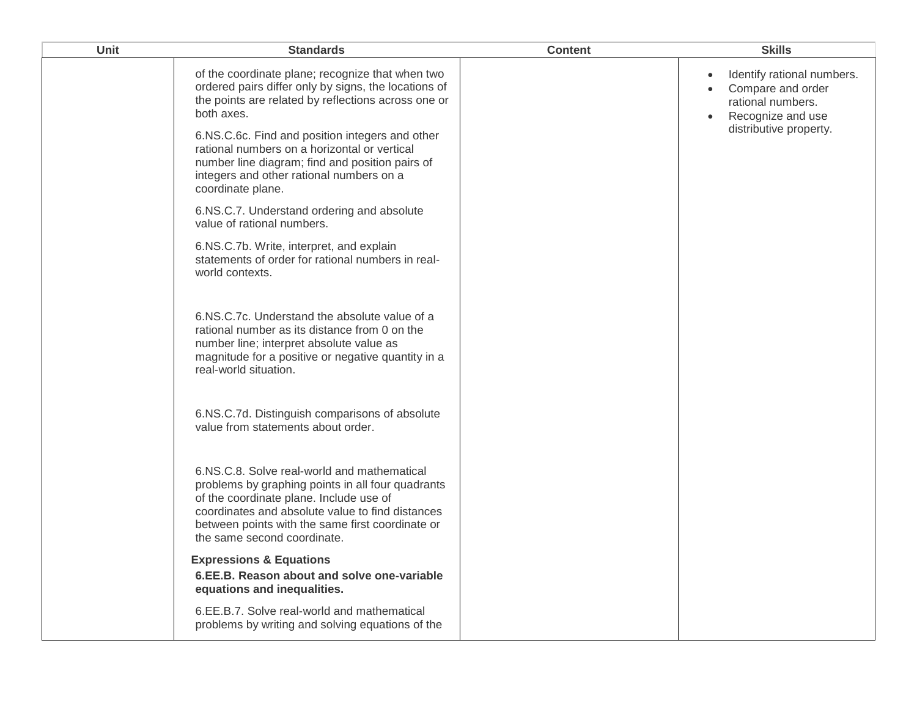| Unit | Standards | Content | Skills |
|---|---|---|---|
| | of the coordinate plane; recognize that when two ordered pairs differ only by signs, the locations of the points are related by reflections across one or both axes.<br><br>6.NS.C.6c. Find and position integers and other rational numbers on a horizontal or vertical number line diagram; find and position pairs of integers and other rational numbers on a coordinate plane.<br><br>6.NS.C.7. Understand ordering and absolute value of rational numbers.<br><br>6.NS.C.7b. Write, interpret, and explain statements of order for rational numbers in real-world contexts.<br><br>6.NS.C.7c. Understand the absolute value of a rational number as its distance from 0 on the number line; interpret absolute value as magnitude for a positive or negative quantity in a real-world situation.<br><br>6.NS.C.7d. Distinguish comparisons of absolute value from statements about order.<br><br>6.NS.C.8. Solve real-world and mathematical problems by graphing points in all four quadrants of the coordinate plane. Include use of coordinates and absolute value to find distances between points with the same first coordinate or the same second coordinate.<br><br>**Expressions & Equations**<br>**6.EE.B. Reason about and solve one-variable equations and inequalities.**<br><br>6.EE.B.7. Solve real-world and mathematical problems by writing and solving equations of the | | • Identify rational numbers.<br>• Compare and order rational numbers.<br>• Recognize and use distributive property. |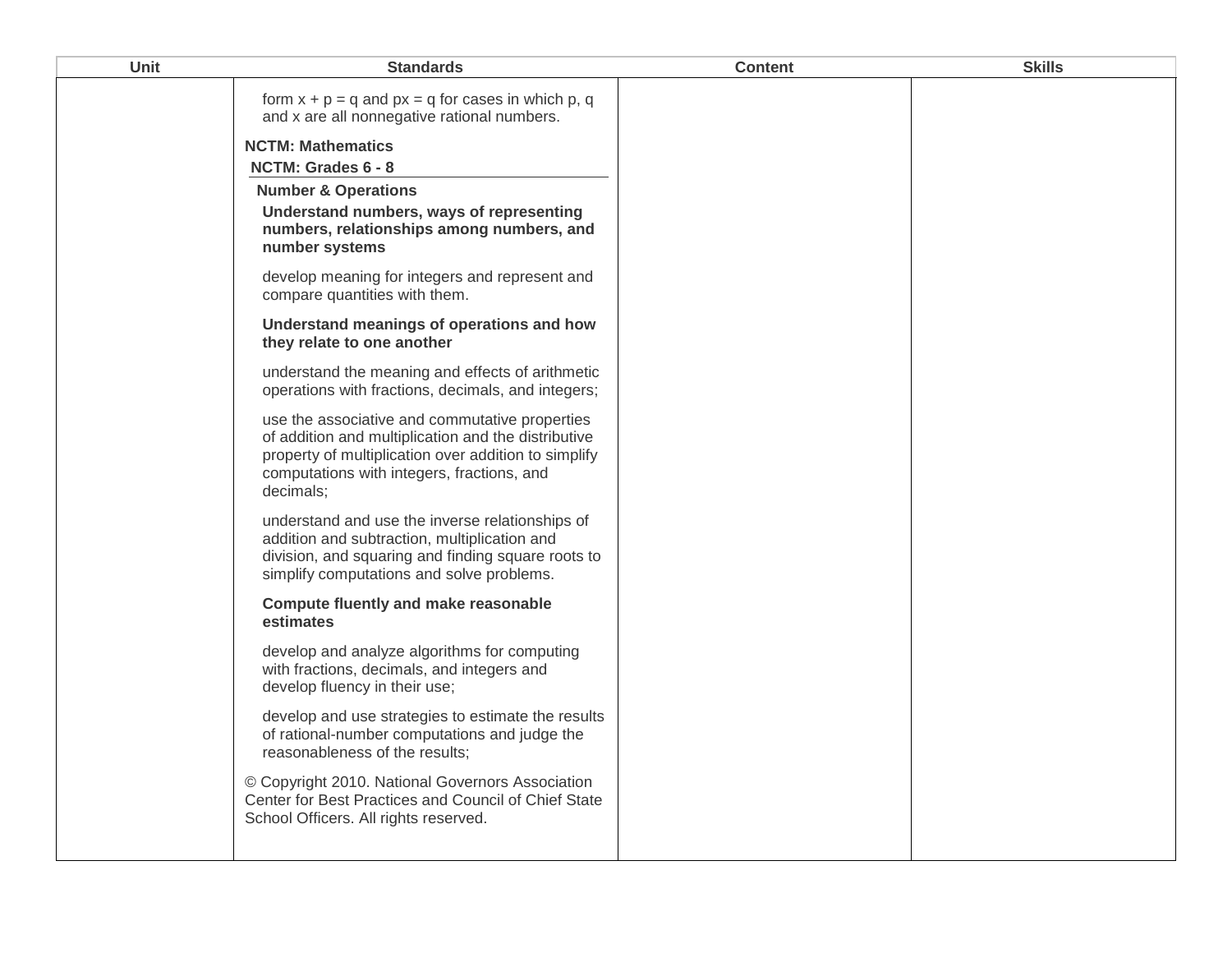| Unit | Standards | Content | Skills |
| --- | --- | --- | --- |
| | form $x + p = q$ and $px = q$ for cases in which p, q and x are all nonnegative rational numbers.<br><br>**NCTM: Mathematics**<br>**NCTM: Grades 6 - 8**<br>**Number & Operations**<br>**Understand numbers, ways of representing numbers, relationships among numbers, and number systems**<br><br>develop meaning for integers and represent and compare quantities with them.<br><br>**Understand meanings of operations and how they relate to one another**<br><br>understand the meaning and effects of arithmetic operations with fractions, decimals, and integers;<br><br>use the associative and commutative properties of addition and multiplication and the distributive property of multiplication over addition to simplify computations with integers, fractions, and decimals;<br><br>understand and use the inverse relationships of addition and subtraction, multiplication and division, and squaring and finding square roots to simplify computations and solve problems.<br><br>**Compute fluently and make reasonable estimates**<br><br>develop and analyze algorithms for computing with fractions, decimals, and integers and develop fluency in their use;<br><br>develop and use strategies to estimate the results of rational-number computations and judge the reasonableness of the results;<br><br>© Copyright 2010. National Governors Association Center for Best Practices and Council of Chief State School Officers. All rights reserved. | | |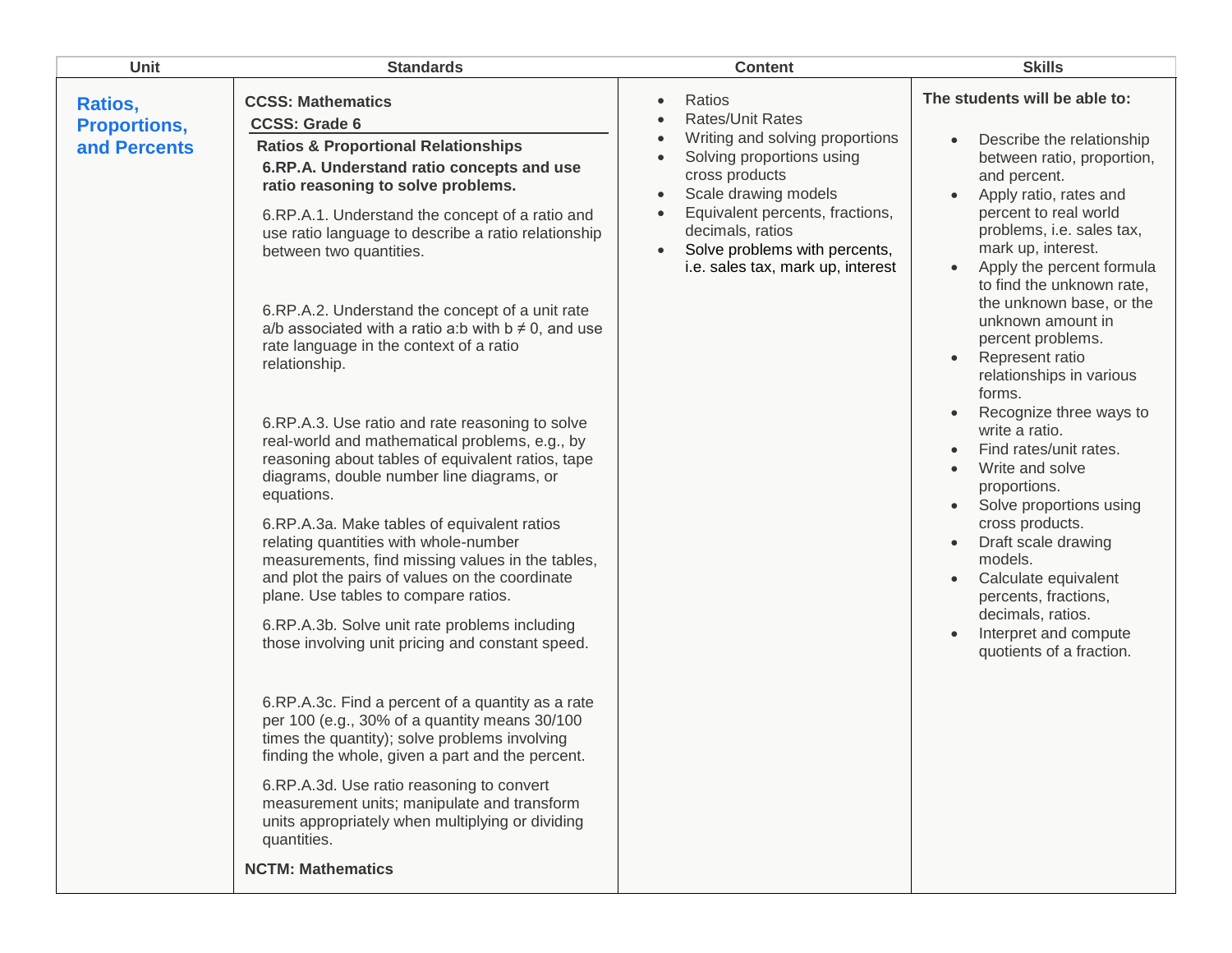| Unit | Standards | Content | Skills |
|---|---|---|---|
| **Ratios, Proportions, and Percents** | **CCSS: Mathematics**<br>**CCSS: Grade 6**<br>**Ratios & Proportional Relationships**<br>**6.RP.A. Understand ratio concepts and use ratio reasoning to solve problems.**<br>6.RP.A.1. Understand the concept of a ratio and use ratio language to describe a ratio relationship between two quantities.<br>6.RP.A.2. Understand the concept of a unit rate a/b associated with a ratio a:b with $b \neq 0$, and use rate language in the context of a ratio relationship.<br>6.RP.A.3. Use ratio and rate reasoning to solve real-world and mathematical problems, e.g., by reasoning about tables of equivalent ratios, tape diagrams, double number line diagrams, or equations.<br>6.RP.A.3a. Make tables of equivalent ratios relating quantities with whole-number measurements, find missing values in the tables, and plot the pairs of values on the coordinate plane. Use tables to compare ratios.<br>6.RP.A.3b. Solve unit rate problems including those involving unit pricing and constant speed.<br>6.RP.A.3c. Find a percent of a quantity as a rate per 100 (e.g., 30% of a quantity means 30/100 times the quantity); solve problems involving finding the whole, given a part and the percent.<br>6.RP.A.3d. Use ratio reasoning to convert measurement units; manipulate and transform units appropriately when multiplying or dividing quantities.<br>**NCTM: Mathematics** | • Ratios<br>• Rates/Unit Rates<br>• Writing and solving proportions<br>• Solving proportions using cross products<br>• Scale drawing models<br>• Equivalent percents, fractions, decimals, ratios<br>• Solve problems with percents, i.e. sales tax, mark up, interest | **The students will be able to:**<br>• Describe the relationship between ratio, proportion, and percent.<br>• Apply ratio, rates and percent to real world problems, i.e. sales tax, mark up, interest.<br>• Apply the percent formula to find the unknown rate, the unknown base, or the unknown amount in percent problems.<br>• Represent ratio relationships in various forms.<br>• Recognize three ways to write a ratio.<br>• Find rates/unit rates.<br>• Write and solve proportions.<br>• Solve proportions using cross products.<br>• Draft scale drawing models.<br>• Calculate equivalent percents, fractions, decimals, ratios.<br>• Interpret and compute quotients of a fraction. |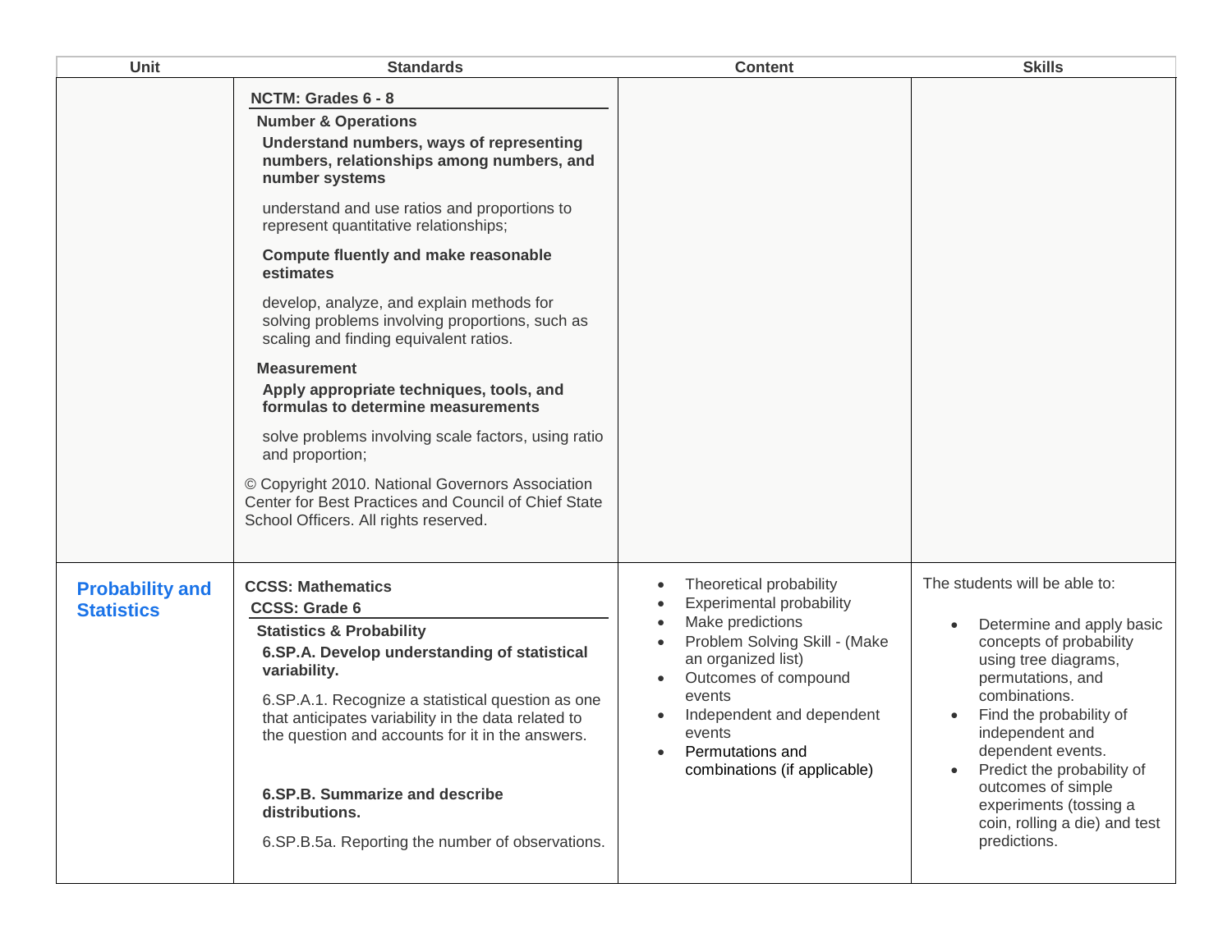| Unit | Standards | Content | Skills |
| --- | --- | --- | --- |
| | **NCTM: Grades 6 - 8**<br>**Number & Operations**<br>**Understand numbers, ways of representing numbers, relationships among numbers, and number systems**<br>understand and use ratios and proportions to represent quantitative relationships;<br>**Compute fluently and make reasonable estimates**<br>develop, analyze, and explain methods for solving problems involving proportions, such as scaling and finding equivalent ratios.<br>**Measurement**<br>**Apply appropriate techniques, tools, and formulas to determine measurements**<br>solve problems involving scale factors, using ratio and proportion;<br>© Copyright 2010. National Governors Association Center for Best Practices and Council of Chief State School Officers. All rights reserved. | | |
| **Probability and Statistics** | **CCSS: Mathematics**<br>**CCSS: Grade 6**<br>**Statistics & Probability**<br>**6.SP.A. Develop understanding of statistical variability.**<br>6.SP.A.1. Recognize a statistical question as one that anticipates variability in the data related to the question and accounts for it in the answers.<br>**6.SP.B. Summarize and describe distributions.**<br>6.SP.B.5a. Reporting the number of observations. | • Theoretical probability<br>• Experimental probability<br>• Make predictions<br>• Problem Solving Skill - (Make an organized list)<br>• Outcomes of compound events<br>• Independent and dependent events<br>• Permutations and combinations (if applicable) | The students will be able to:<br>• Determine and apply basic concepts of probability using tree diagrams, permutations, and combinations.<br>• Find the probability of independent and dependent events.<br>• Predict the probability of outcomes of simple experiments (tossing a coin, rolling a die) and test predictions. |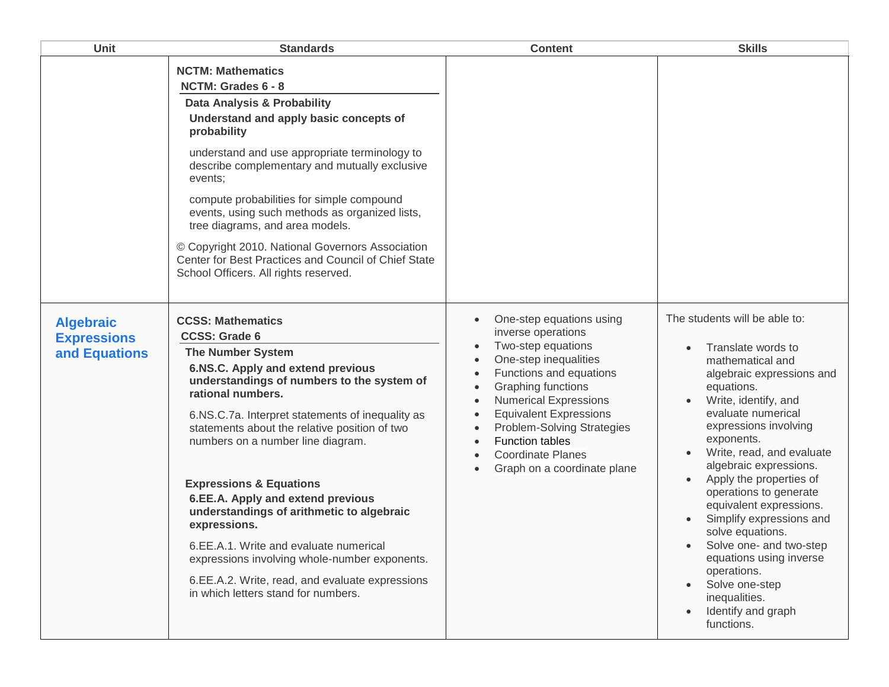| Unit | Standards | Content | Skills |
| --- | --- | --- | --- |
| | **NCTM: Mathematics**<br>**NCTM: Grades 6 - 8**<br>**Data Analysis & Probability**<br>**Understand and apply basic concepts of probability**<br><br>understand and use appropriate terminology to describe complementary and mutually exclusive events;<br><br>compute probabilities for simple compound events, using such methods as organized lists, tree diagrams, and area models.<br><br>© Copyright 2010. National Governors Association Center for Best Practices and Council of Chief State School Officers. All rights reserved. | | |
| **Algebraic Expressions and Equations** | **CCSS: Mathematics**<br>**CCSS: Grade 6**<br>**The Number System**<br>**6.NS.C. Apply and extend previous understandings of numbers to the system of rational numbers.**<br><br>6.NS.C.7a. Interpret statements of inequality as statements about the relative position of two numbers on a number line diagram.<br><br>**Expressions & Equations**<br>**6.EE.A. Apply and extend previous understandings of arithmetic to algebraic expressions.**<br><br>6.EE.A.1. Write and evaluate numerical expressions involving whole-number exponents.<br><br>6.EE.A.2. Write, read, and evaluate expressions in which letters stand for numbers. | • One-step equations using inverse operations<br>• Two-step equations<br>• One-step inequalities<br>• Functions and equations<br>• Graphing functions<br>• Numerical Expressions<br>• Equivalent Expressions<br>• Problem-Solving Strategies<br>• Function tables<br>• Coordinate Planes<br>• Graph on a coordinate plane | The students will be able to:<br><br>• Translate words to mathematical and algebraic expressions and equations.<br>• Write, identify, and evaluate numerical expressions involving exponents.<br>• Write, read, and evaluate algebraic expressions.<br>• Apply the properties of operations to generate equivalent expressions.<br>• Simplify expressions and solve equations.<br>• Solve one- and two-step equations using inverse operations.<br>• Solve one-step inequalities.<br>• Identify and graph functions. |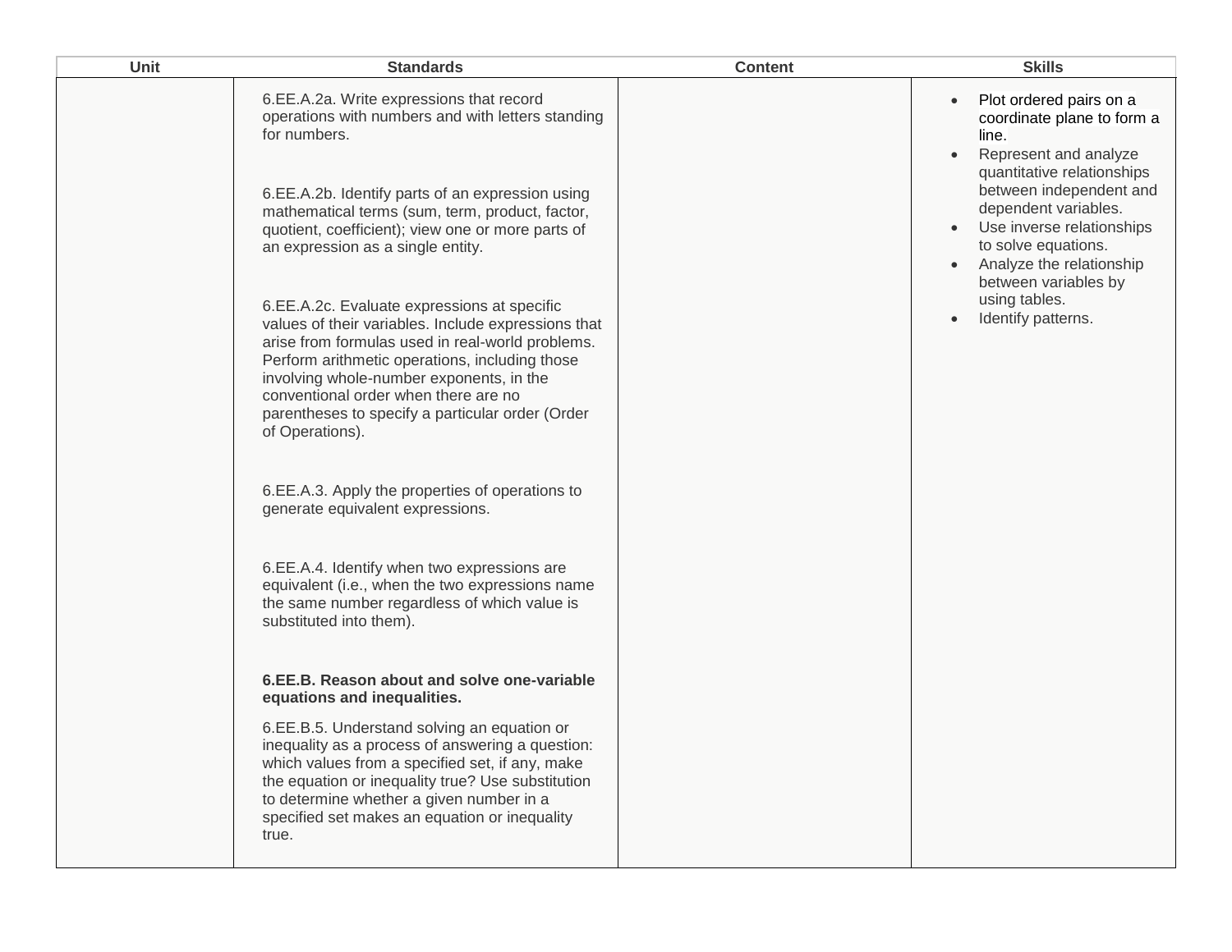| Unit | Standards | Content | Skills |
|---|---|---|---|
| | 6.EE.A.2a. Write expressions that record operations with numbers and with letters standing for numbers.<br><br>6.EE.A.2b. Identify parts of an expression using mathematical terms (sum, term, product, factor, quotient, coefficient); view one or more parts of an expression as a single entity.<br><br>6.EE.A.2c. Evaluate expressions at specific values of their variables. Include expressions that arise from formulas used in real-world problems. Perform arithmetic operations, including those involving whole-number exponents, in the conventional order when there are no parentheses to specify a particular order (Order of Operations).<br><br>6.EE.A.3. Apply the properties of operations to generate equivalent expressions.<br><br>6.EE.A.4. Identify when two expressions are equivalent (i.e., when the two expressions name the same number regardless of which value is substituted into them).<br><br>**6.EE.B. Reason about and solve one-variable equations and inequalities.**<br><br>6.EE.B.5. Understand solving an equation or inequality as a process of answering a question: which values from a specified set, if any, make the equation or inequality true? Use substitution to determine whether a given number in a specified set makes an equation or inequality true. | | • Plot ordered pairs on a coordinate plane to form a line.<br>• Represent and analyze quantitative relationships between independent and dependent variables.<br>• Use inverse relationships to solve equations.<br>• Analyze the relationship between variables by using tables.<br>• Identify patterns. |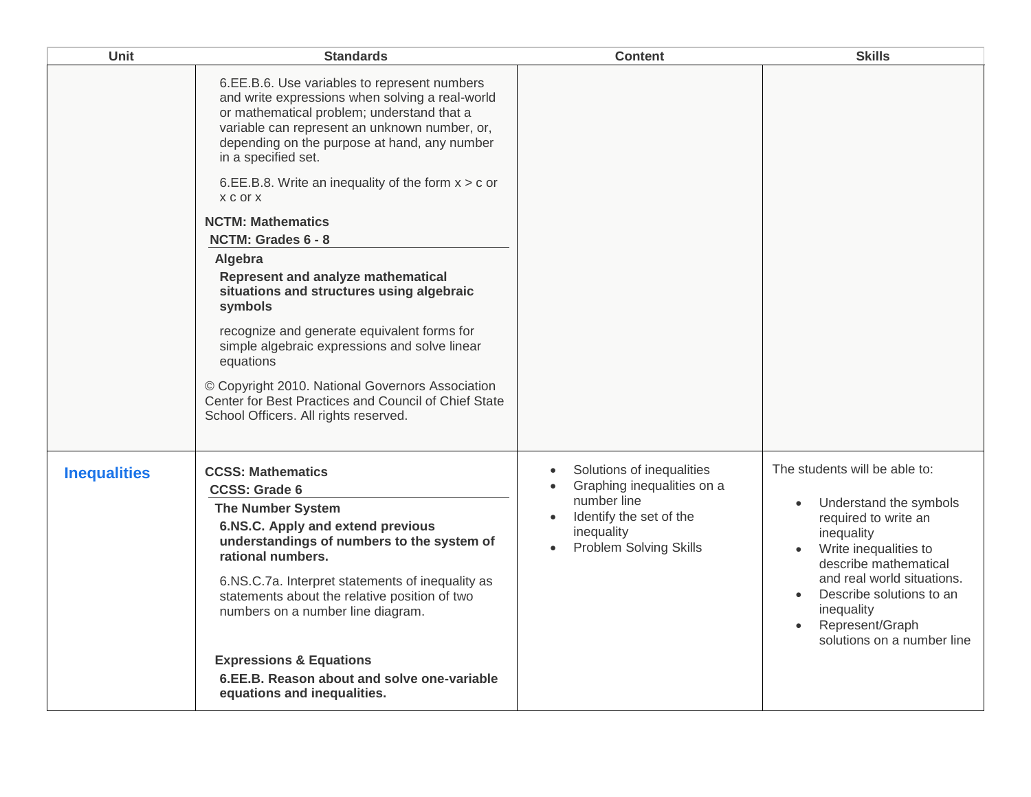| Unit | Standards | Content | Skills |
| --- | --- | --- | --- |
| | 6.EE.B.6. Use variables to represent numbers and write expressions when solving a real-world or mathematical problem; understand that a variable can represent an unknown number, or, depending on the purpose at hand, any number in a specified set.<br><br>6.EE.B.8. Write an inequality of the form x > c or x c or x<br><br>**NCTM: Mathematics**<br>**NCTM: Grades 6 - 8**<br>**Algebra**<br>**Represent and analyze mathematical situations and structures using algebraic symbols**<br><br>recognize and generate equivalent forms for simple algebraic expressions and solve linear equations<br><br>© Copyright 2010. National Governors Association Center for Best Practices and Council of Chief State School Officers. All rights reserved. | | |
| **Inequalities** | **CCSS: Mathematics**<br>**CCSS: Grade 6**<br>**The Number System**<br>**6.NS.C. Apply and extend previous understandings of numbers to the system of rational numbers.**<br><br>6.NS.C.7a. Interpret statements of inequality as statements about the relative position of two numbers on a number line diagram.<br><br>**Expressions & Equations**<br>**6.EE.B. Reason about and solve one-variable equations and inequalities.** | • Solutions of inequalities<br>• Graphing inequalities on a number line<br>• Identify the set of the inequality<br>• Problem Solving Skills | The students will be able to:<br><br>• Understand the symbols required to write an inequality<br>• Write inequalities to describe mathematical and real world situations.<br>• Describe solutions to an inequality<br>• Represent/Graph solutions on a number line |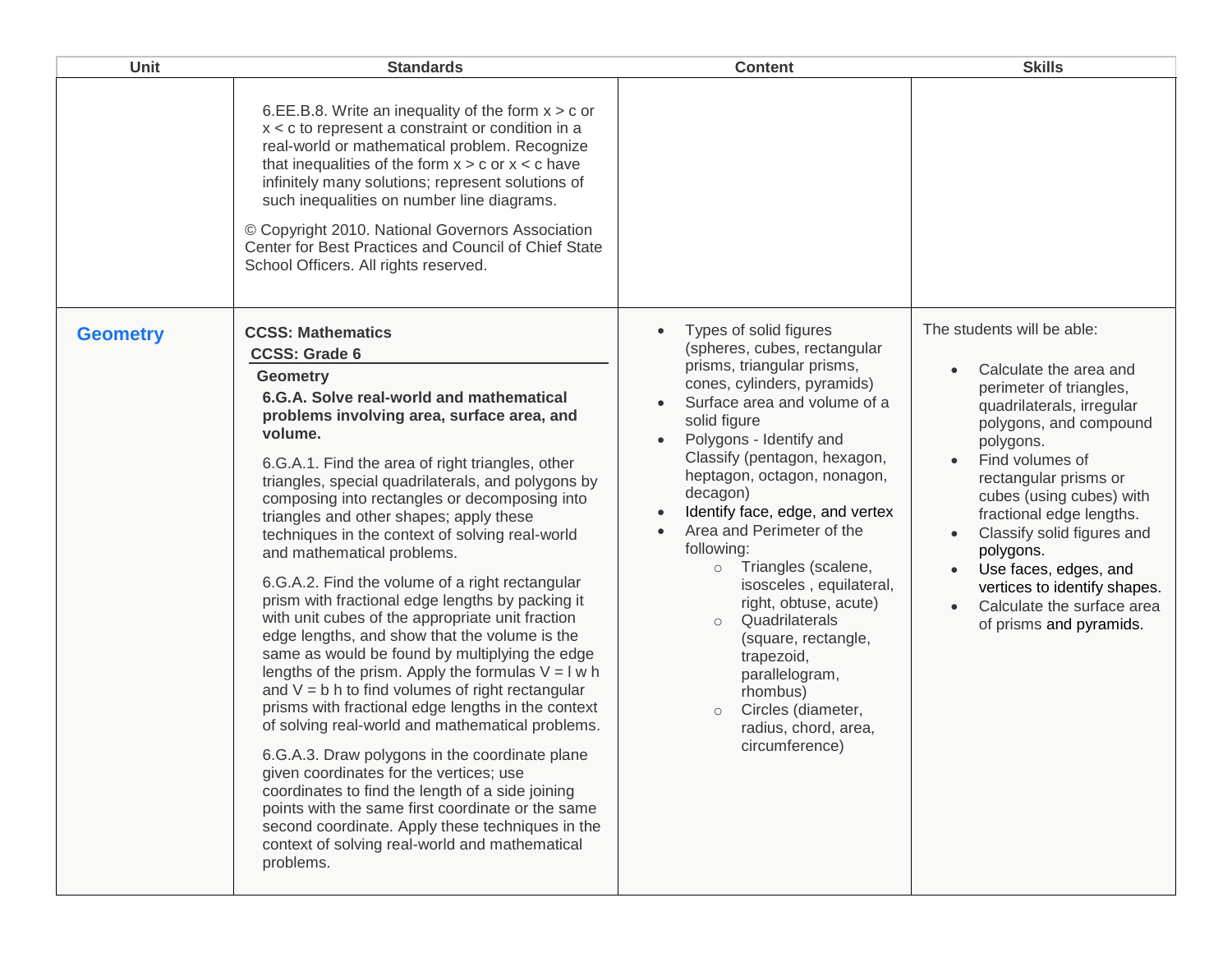| Unit | Standards | Content | Skills |
|---|---|---|---|
| | 6.EE.B.8. Write an inequality of the form $x > c$ or $x < c$ to represent a constraint or condition in a real-world or mathematical problem. Recognize that inequalities of the form $x > c$ or $x < c$ have infinitely many solutions; represent solutions of such inequalities on number line diagrams.<br><br>© Copyright 2010. National Governors Association Center for Best Practices and Council of Chief State School Officers. All rights reserved. | | |
| **Geometry** | **CCSS: Mathematics**<br>**CCSS: Grade 6**<br>**Geometry**<br>**6.G.A. Solve real-world and mathematical problems involving area, surface area, and volume.**<br><br>6.G.A.1. Find the area of right triangles, other triangles, special quadrilaterals, and polygons by composing into rectangles or decomposing into triangles and other shapes; apply these techniques in the context of solving real-world and mathematical problems.<br><br>6.G.A.2. Find the volume of a right rectangular prism with fractional edge lengths by packing it with unit cubes of the appropriate unit fraction edge lengths, and show that the volume is the same as would be found by multiplying the edge lengths of the prism. Apply the formulas $V = l\ w\ h$ and $V = b\ h$ to find volumes of right rectangular prisms with fractional edge lengths in the context of solving real-world and mathematical problems.<br><br>6.G.A.3. Draw polygons in the coordinate plane given coordinates for the vertices; use coordinates to find the length of a side joining points with the same first coordinate or the same second coordinate. Apply these techniques in the context of solving real-world and mathematical problems. | • Types of solid figures (spheres, cubes, rectangular prisms, triangular prisms, cones, cylinders, pyramids)<br>• Surface area and volume of a solid figure<br>• Polygons - Identify and Classify (pentagon, hexagon, heptagon, octagon, nonagon, decagon)<br>• Identify face, edge, and vertex<br>• Area and Perimeter of the following:<br>  ○ Triangles (scalene, isosceles , equilateral, right, obtuse, acute)<br>  ○ Quadrilaterals (square, rectangle, trapezoid, parallelogram, rhombus)<br>  ○ Circles (diameter, radius, chord, area, circumference) | The students will be able:<br><br>• Calculate the area and perimeter of triangles, quadrilaterals, irregular polygons, and compound polygons.<br>• Find volumes of rectangular prisms or cubes (using cubes) with fractional edge lengths.<br>• Classify solid figures and polygons.<br>• Use faces, edges, and vertices to identify shapes.<br>• Calculate the surface area of prisms and pyramids. |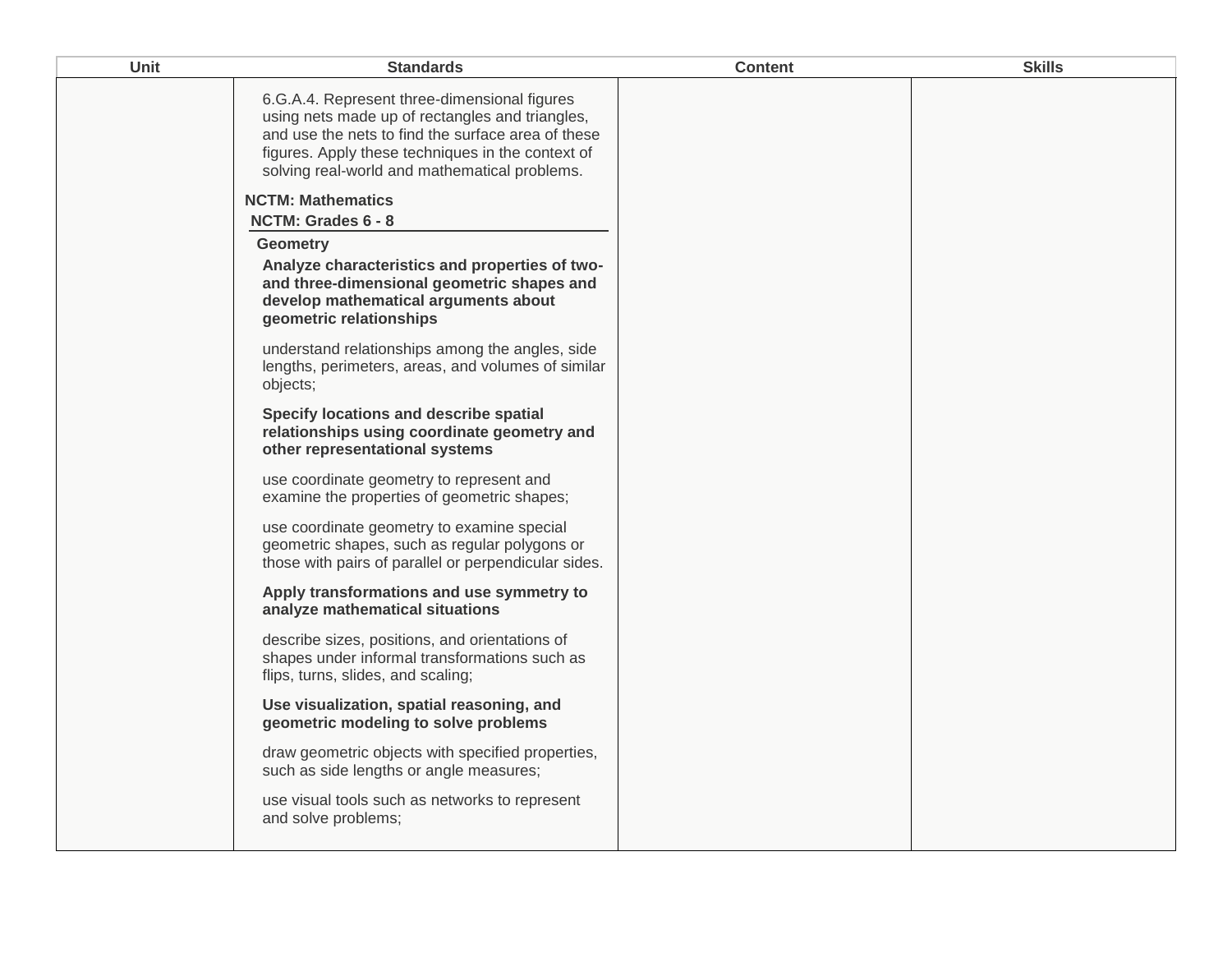| Unit | Standards | Content | Skills |
|---|---|---|---|
| | 6.G.A.4. Represent three-dimensional figures using nets made up of rectangles and triangles, and use the nets to find the surface area of these figures. Apply these techniques in the context of solving real-world and mathematical problems.<br><br>**NCTM: Mathematics**<br>**NCTM: Grades 6 - 8**<br>**Geometry**<br>**Analyze characteristics and properties of two- and three-dimensional geometric shapes and develop mathematical arguments about geometric relationships**<br><br>understand relationships among the angles, side lengths, perimeters, areas, and volumes of similar objects;<br><br>**Specify locations and describe spatial relationships using coordinate geometry and other representational systems**<br><br>use coordinate geometry to represent and examine the properties of geometric shapes;<br><br>use coordinate geometry to examine special geometric shapes, such as regular polygons or those with pairs of parallel or perpendicular sides.<br><br>**Apply transformations and use symmetry to analyze mathematical situations**<br><br>describe sizes, positions, and orientations of shapes under informal transformations such as flips, turns, slides, and scaling;<br><br>**Use visualization, spatial reasoning, and geometric modeling to solve problems**<br><br>draw geometric objects with specified properties, such as side lengths or angle measures;<br><br>use visual tools such as networks to represent and solve problems; | | |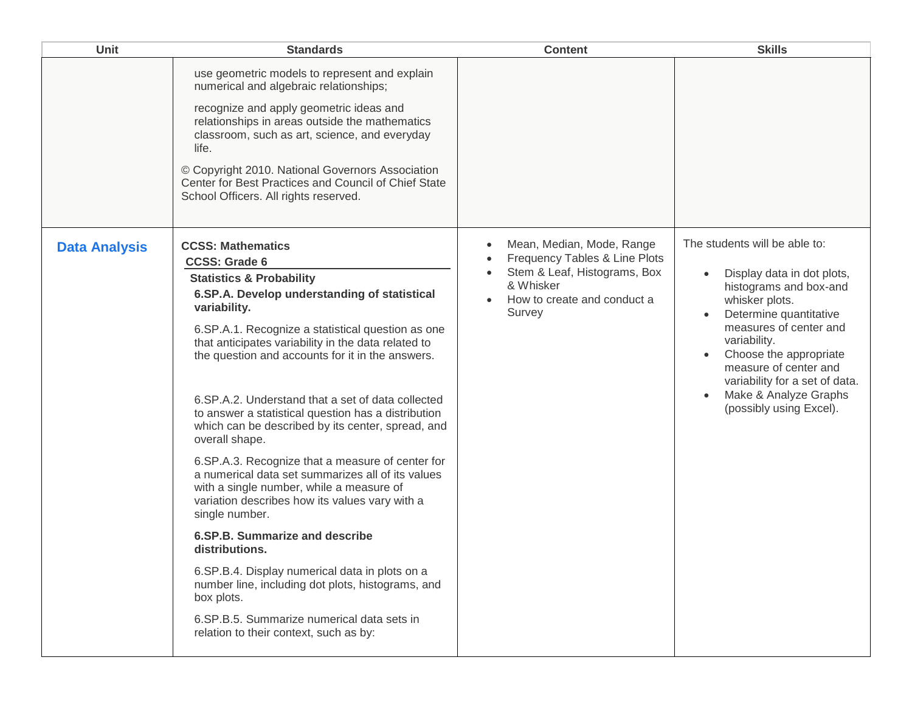| Unit | Standards | Content | Skills |
| --- | --- | --- | --- |
| | use geometric models to represent and explain numerical and algebraic relationships;<br><br>recognize and apply geometric ideas and relationships in areas outside the mathematics classroom, such as art, science, and everyday life.<br><br>© Copyright 2010. National Governors Association Center for Best Practices and Council of Chief State School Officers. All rights reserved. | | |
| **Data Analysis** | **CCSS: Mathematics**<br>**CCSS: Grade 6**<br>**Statistics & Probability**<br>**6.SP.A. Develop understanding of statistical variability.**<br><br>6.SP.A.1. Recognize a statistical question as one that anticipates variability in the data related to the question and accounts for it in the answers.<br><br>6.SP.A.2. Understand that a set of data collected to answer a statistical question has a distribution which can be described by its center, spread, and overall shape.<br><br>6.SP.A.3. Recognize that a measure of center for a numerical data set summarizes all of its values with a single number, while a measure of variation describes how its values vary with a single number.<br><br>**6.SP.B. Summarize and describe distributions.**<br><br>6.SP.B.4. Display numerical data in plots on a number line, including dot plots, histograms, and box plots.<br><br>6.SP.B.5. Summarize numerical data sets in relation to their context, such as by: | • Mean, Median, Mode, Range<br>• Frequency Tables & Line Plots<br>• Stem & Leaf, Histograms, Box & Whisker<br>• How to create and conduct a Survey | The students will be able to:<br><br>• Display data in dot plots, histograms and box-and whisker plots.<br>• Determine quantitative measures of center and variability.<br>• Choose the appropriate measure of center and variability for a set of data.<br>• Make & Analyze Graphs (possibly using Excel). |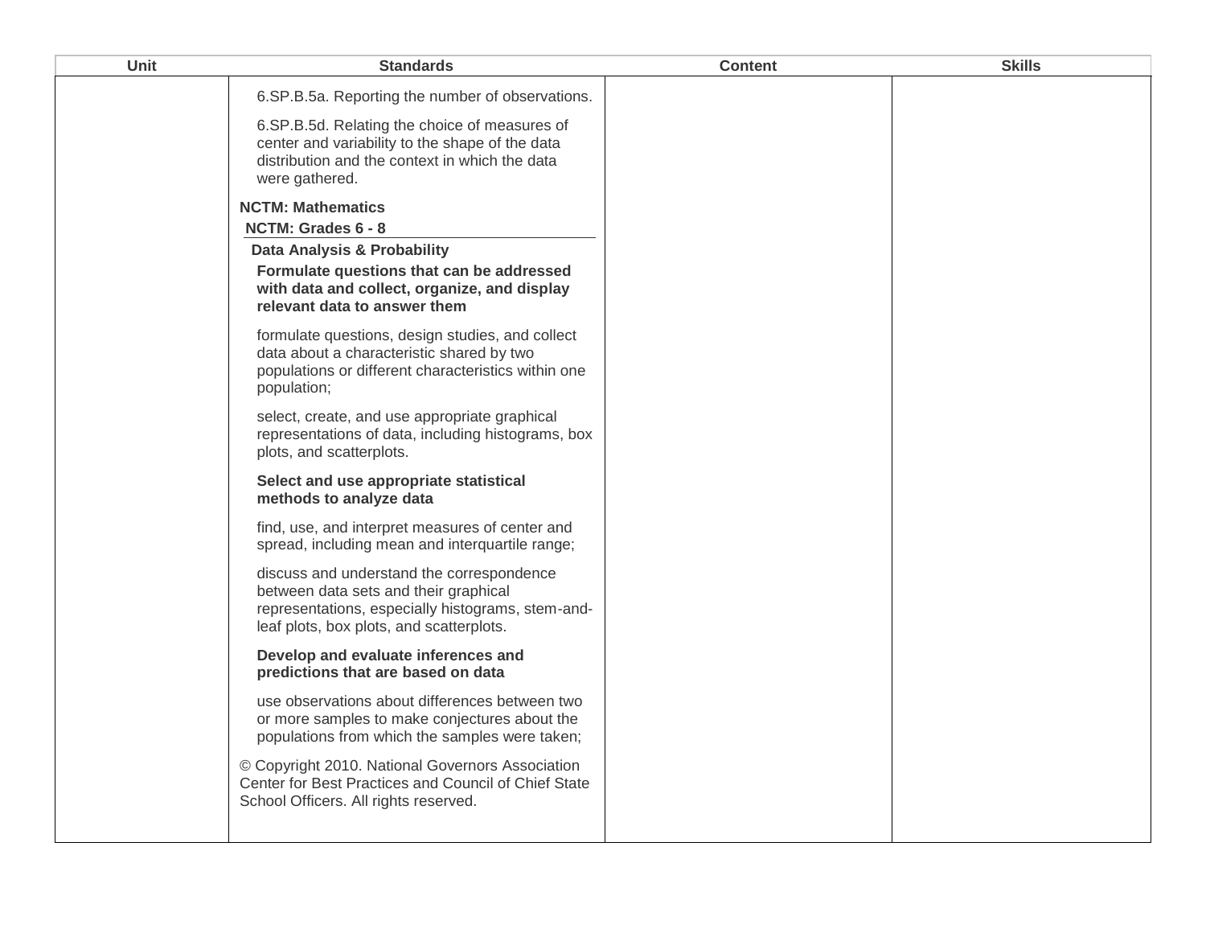| Unit | Standards | Content | Skills |
| --- | --- | --- | --- |
| | 6.SP.B.5a. Reporting the number of observations.<br><br>6.SP.B.5d. Relating the choice of measures of center and variability to the shape of the data distribution and the context in which the data were gathered.<br><br>**NCTM: Mathematics**<br>**NCTM: Grades 6 - 8**<br>**Data Analysis & Probability**<br>**Formulate questions that can be addressed with data and collect, organize, and display relevant data to answer them**<br><br>formulate questions, design studies, and collect data about a characteristic shared by two populations or different characteristics within one population;<br><br>select, create, and use appropriate graphical representations of data, including histograms, box plots, and scatterplots.<br><br>**Select and use appropriate statistical methods to analyze data**<br><br>find, use, and interpret measures of center and spread, including mean and interquartile range;<br><br>discuss and understand the correspondence between data sets and their graphical representations, especially histograms, stem-and-leaf plots, box plots, and scatterplots.<br><br>**Develop and evaluate inferences and predictions that are based on data**<br><br>use observations about differences between two or more samples to make conjectures about the populations from which the samples were taken;<br><br>© Copyright 2010. National Governors Association Center for Best Practices and Council of Chief State School Officers. All rights reserved. | | |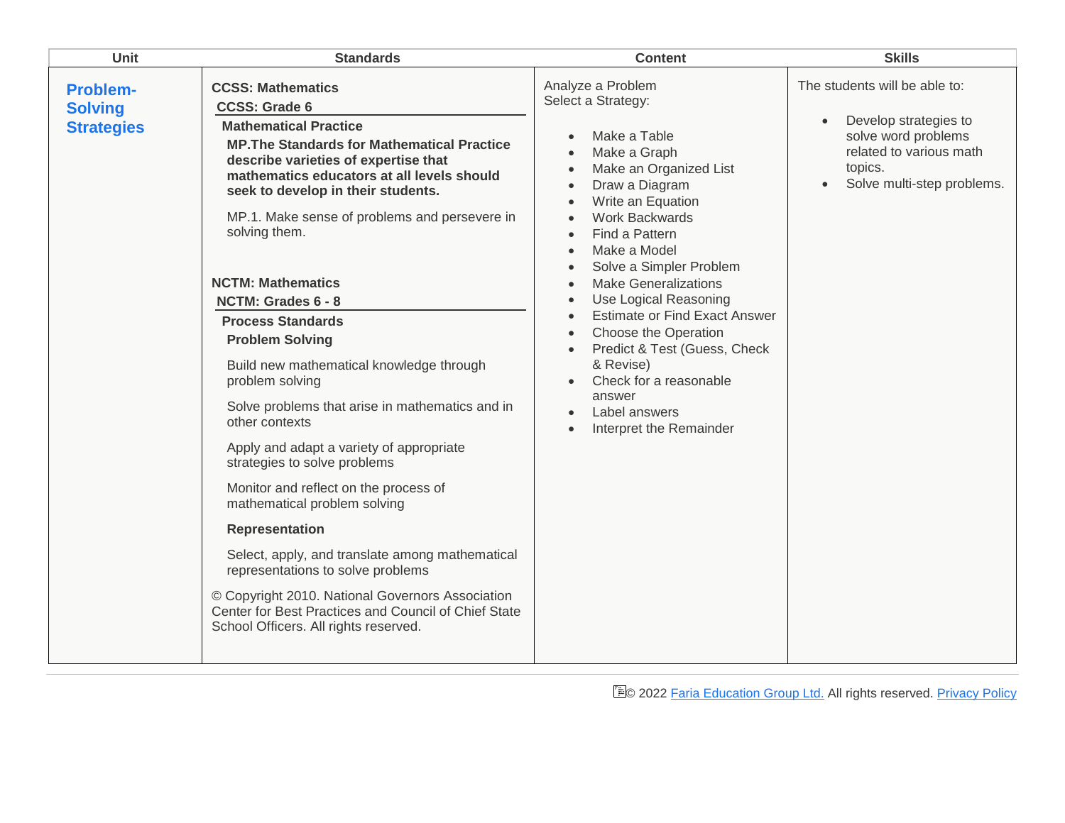| Unit | Standards | Content | Skills |
| --- | --- | --- | --- |
| **Problem-Solving Strategies** | **CCSS: Mathematics**<br>**CCSS: Grade 6**<br>**Mathematical Practice**<br>**MP.The Standards for Mathematical Practice describe varieties of expertise that mathematics educators at all levels should seek to develop in their students.**<br>MP.1. Make sense of problems and persevere in solving them.<br><br>**NCTM: Mathematics**<br>**NCTM: Grades 6 - 8**<br>**Process Standards**<br>**Problem Solving**<br>Build new mathematical knowledge through problem solving<br>Solve problems that arise in mathematics and in other contexts<br>Apply and adapt a variety of appropriate strategies to solve problems<br>Monitor and reflect on the process of mathematical problem solving<br>**Representation**<br>Select, apply, and translate among mathematical representations to solve problems<br><br>© Copyright 2010. National Governors Association Center for Best Practices and Council of Chief State School Officers. All rights reserved. | Analyze a Problem<br>Select a Strategy:<br>• Make a Table<br>• Make a Graph<br>• Make an Organized List<br>• Draw a Diagram<br>• Write an Equation<br>• Work Backwards<br>• Find a Pattern<br>• Make a Model<br>• Solve a Simpler Problem<br>• Make Generalizations<br>• Use Logical Reasoning<br>• Estimate or Find Exact Answer<br>• Choose the Operation<br>• Predict & Test (Guess, Check & Revise)<br>• Check for a reasonable answer<br>• Label answers<br>• Interpret the Remainder | The students will be able to:<br>• Develop strategies to solve word problems related to various math topics.<br>• Solve multi-step problems. |

© 2022 Faria Education Group Ltd. All rights reserved. Privacy Policy